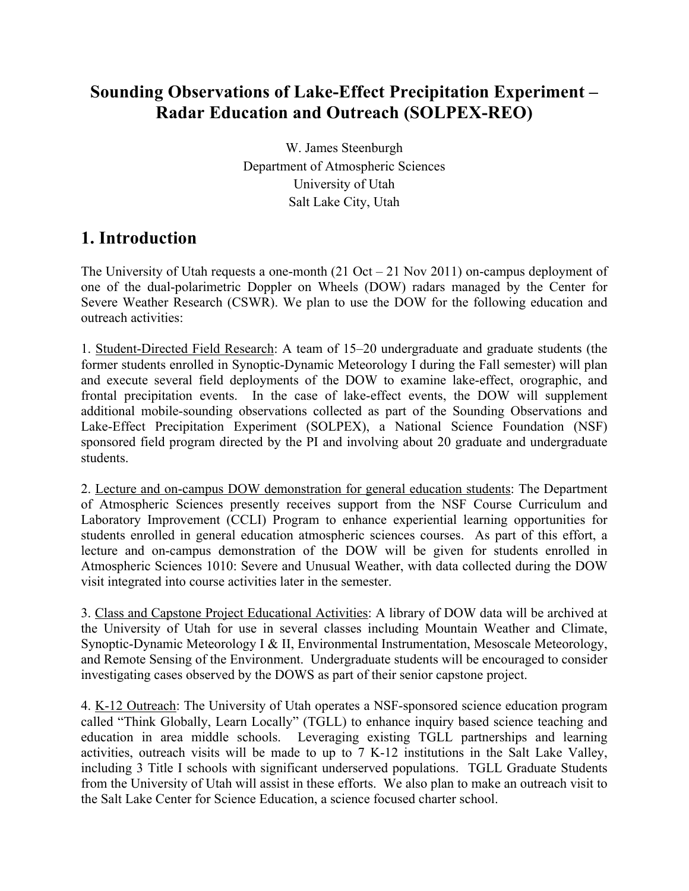# Sounding Observations of Lake-Effect Precipitation Experiment – Radar Education and Outreach (SOLPEX-REO)

W. James Steenburgh
Department of Atmospheric Sciences
University of Utah
Salt Lake City, Utah

## 1. Introduction

The University of Utah requests a one-month (21 Oct – 21 Nov 2011) on-campus deployment of one of the dual-polarimetric Doppler on Wheels (DOW) radars managed by the Center for Severe Weather Research (CSWR). We plan to use the DOW for the following education and outreach activities:

1. Student-Directed Field Research: A team of 15–20 undergraduate and graduate students (the former students enrolled in Synoptic-Dynamic Meteorology I during the Fall semester) will plan and execute several field deployments of the DOW to examine lake-effect, orographic, and frontal precipitation events. In the case of lake-effect events, the DOW will supplement additional mobile-sounding observations collected as part of the Sounding Observations and Lake-Effect Precipitation Experiment (SOLPEX), a National Science Foundation (NSF) sponsored field program directed by the PI and involving about 20 graduate and undergraduate students.

2. Lecture and on-campus DOW demonstration for general education students: The Department of Atmospheric Sciences presently receives support from the NSF Course Curriculum and Laboratory Improvement (CCLI) Program to enhance experiential learning opportunities for students enrolled in general education atmospheric sciences courses. As part of this effort, a lecture and on-campus demonstration of the DOW will be given for students enrolled in Atmospheric Sciences 1010: Severe and Unusual Weather, with data collected during the DOW visit integrated into course activities later in the semester.

3. Class and Capstone Project Educational Activities: A library of DOW data will be archived at the University of Utah for use in several classes including Mountain Weather and Climate, Synoptic-Dynamic Meteorology I & II, Environmental Instrumentation, Mesoscale Meteorology, and Remote Sensing of the Environment. Undergraduate students will be encouraged to consider investigating cases observed by the DOWS as part of their senior capstone project.

4. K-12 Outreach: The University of Utah operates a NSF-sponsored science education program called "Think Globally, Learn Locally" (TGLL) to enhance inquiry based science teaching and education in area middle schools. Leveraging existing TGLL partnerships and learning activities, outreach visits will be made to up to 7 K-12 institutions in the Salt Lake Valley, including 3 Title I schools with significant underserved populations. TGLL Graduate Students from the University of Utah will assist in these efforts. We also plan to make an outreach visit to the Salt Lake Center for Science Education, a science focused charter school.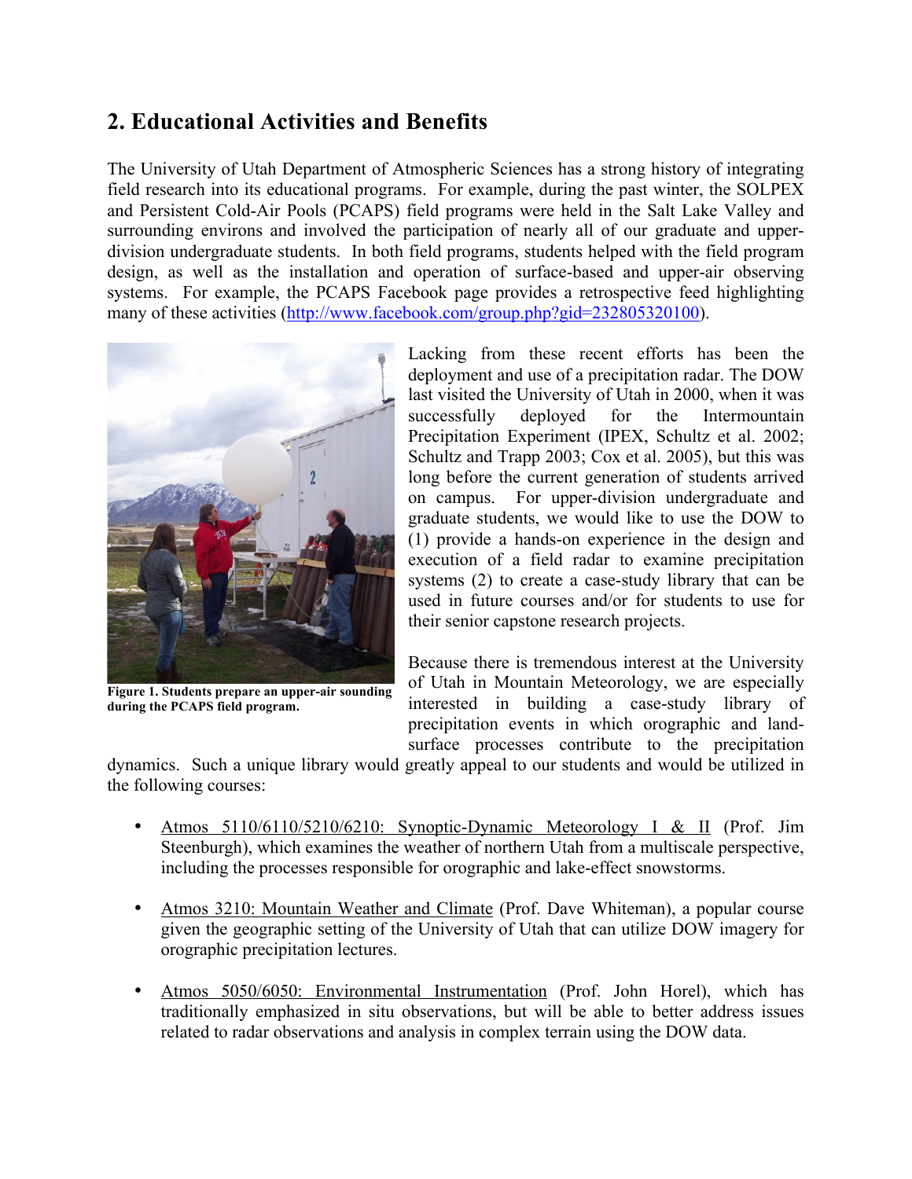## 2. Educational Activities and Benefits

The University of Utah Department of Atmospheric Sciences has a strong history of integrating field research into its educational programs. For example, during the past winter, the SOLPEX and Persistent Cold-Air Pools (PCAPS) field programs were held in the Salt Lake Valley and surrounding environs and involved the participation of nearly all of our graduate and upper-division undergraduate students. In both field programs, students helped with the field program design, as well as the installation and operation of surface-based and upper-air observing systems. For example, the PCAPS Facebook page provides a retrospective feed highlighting many of these activities ([http://www.facebook.com/group.php?gid=232805320100](http://www.facebook.com/group.php?gid=232805320100)).

**Figure 1. Students prepare an upper-air sounding during the PCAPS field program.**

Lacking from these recent efforts has been the deployment and use of a precipitation radar. The DOW last visited the University of Utah in 2000, when it was successfully deployed for the Intermountain Precipitation Experiment (IPEX, Schultz et al. 2002; Schultz and Trapp 2003; Cox et al. 2005), but this was long before the current generation of students arrived on campus. For upper-division undergraduate and graduate students, we would like to use the DOW to (1) provide a hands-on experience in the design and execution of a field radar to examine precipitation systems (2) to create a case-study library that can be used in future courses and/or for students to use for their senior capstone research projects.

Because there is tremendous interest at the University of Utah in Mountain Meteorology, we are especially interested in building a case-study library of precipitation events in which orographic and land-surface processes contribute to the precipitation dynamics. Such a unique library would greatly appeal to our students and would be utilized in the following courses:

- Atmos 5110/6110/5210/6210: Synoptic-Dynamic Meteorology I & II (Prof. Jim Steenburgh), which examines the weather of northern Utah from a multiscale perspective, including the processes responsible for orographic and lake-effect snowstorms.

- Atmos 3210: Mountain Weather and Climate (Prof. Dave Whiteman), a popular course given the geographic setting of the University of Utah that can utilize DOW imagery for orographic precipitation lectures.

- Atmos 5050/6050: Environmental Instrumentation (Prof. John Horel), which has traditionally emphasized in situ observations, but will be able to better address issues related to radar observations and analysis in complex terrain using the DOW data.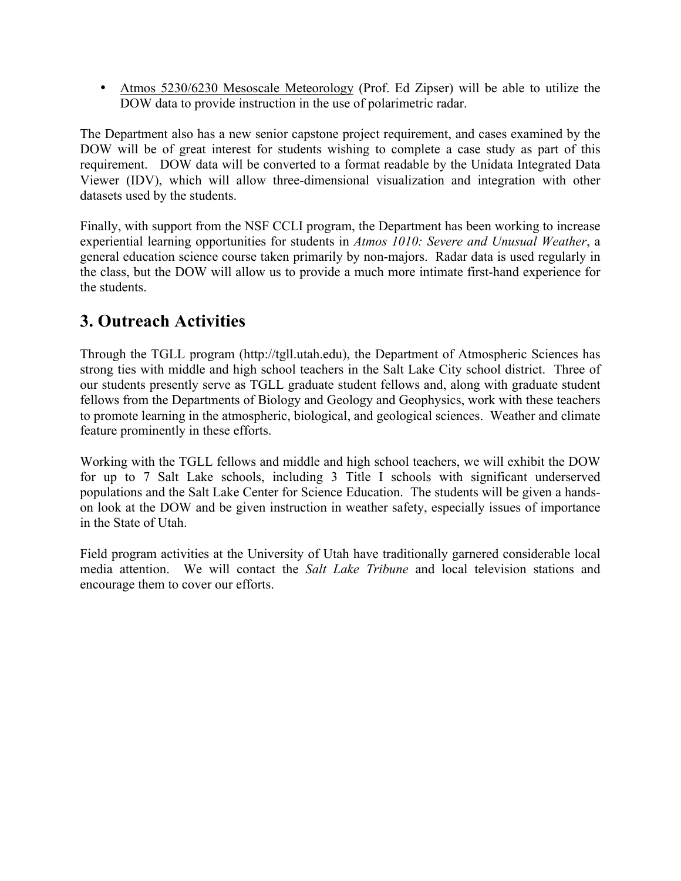- Atmos 5230/6230 Mesoscale Meteorology (Prof. Ed Zipser) will be able to utilize the DOW data to provide instruction in the use of polarimetric radar.

The Department also has a new senior capstone project requirement, and cases examined by the DOW will be of great interest for students wishing to complete a case study as part of this requirement. DOW data will be converted to a format readable by the Unidata Integrated Data Viewer (IDV), which will allow three-dimensional visualization and integration with other datasets used by the students.

Finally, with support from the NSF CCLI program, the Department has been working to increase experiential learning opportunities for students in *Atmos 1010: Severe and Unusual Weather*, a general education science course taken primarily by non-majors. Radar data is used regularly in the class, but the DOW will allow us to provide a much more intimate first-hand experience for the students.

## 3. Outreach Activities

Through the TGLL program (http://tgll.utah.edu), the Department of Atmospheric Sciences has strong ties with middle and high school teachers in the Salt Lake City school district. Three of our students presently serve as TGLL graduate student fellows and, along with graduate student fellows from the Departments of Biology and Geology and Geophysics, work with these teachers to promote learning in the atmospheric, biological, and geological sciences. Weather and climate feature prominently in these efforts.

Working with the TGLL fellows and middle and high school teachers, we will exhibit the DOW for up to 7 Salt Lake schools, including 3 Title I schools with significant underserved populations and the Salt Lake Center for Science Education. The students will be given a hands-on look at the DOW and be given instruction in weather safety, especially issues of importance in the State of Utah.

Field program activities at the University of Utah have traditionally garnered considerable local media attention. We will contact the *Salt Lake Tribune* and local television stations and encourage them to cover our efforts.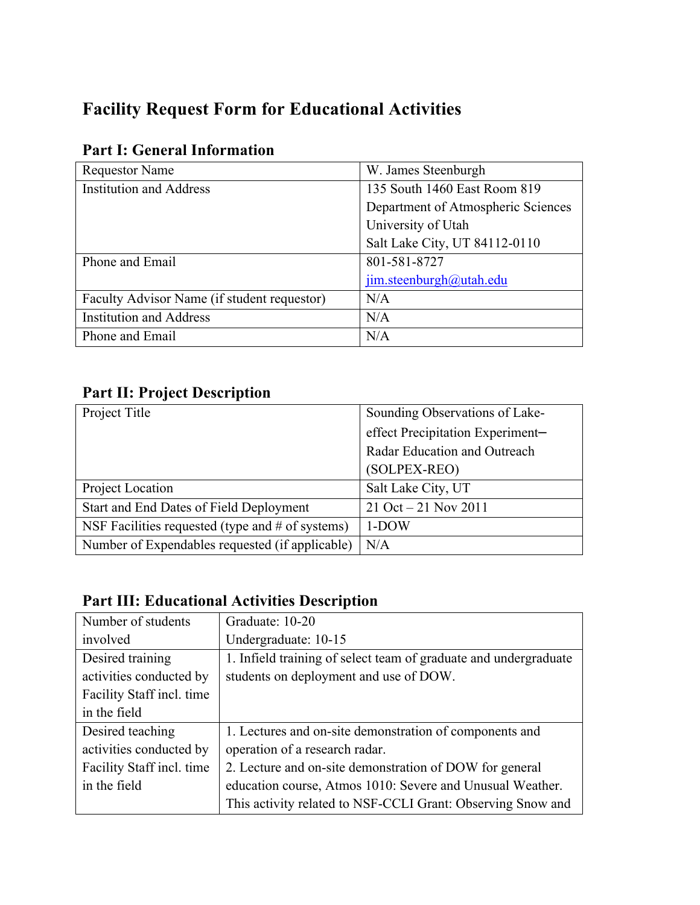# Facility Request Form for Educational Activities

## Part I: General Information

| | |
|---|---|
| Requestor Name | W. James Steenburgh |
| Institution and Address | 135 South 1460 East Room 819<br>Department of Atmospheric Sciences<br>University of Utah<br>Salt Lake City, UT 84112-0110 |
| Phone and Email | 801-581-8727<br>jim.steenburgh@utah.edu |
| Faculty Advisor Name (if student requestor) | N/A |
| Institution and Address | N/A |
| Phone and Email | N/A |

## Part II: Project Description

| | |
|---|---|
| Project Title | Sounding Observations of Lake-effect Precipitation Experiment–Radar Education and Outreach (SOLPEX-REO) |
| Project Location | Salt Lake City, UT |
| Start and End Dates of Field Deployment | 21 Oct – 21 Nov 2011 |
| NSF Facilities requested (type and # of systems) | 1-DOW |
| Number of Expendables requested (if applicable) | N/A |

## Part III: Educational Activities Description

| | |
|---|---|
| Number of students involved | Graduate: 10-20<br>Undergraduate: 10-15 |
| Desired training activities conducted by Facility Staff incl. time in the field | 1. Infield training of select team of graduate and undergraduate students on deployment and use of DOW. |
| Desired teaching activities conducted by Facility Staff incl. time in the field | 1. Lectures and on-site demonstration of components and operation of a research radar.<br>2. Lecture and on-site demonstration of DOW for general education course, Atmos 1010: Severe and Unusual Weather. This activity related to NSF-CCLI Grant: Observing Snow and |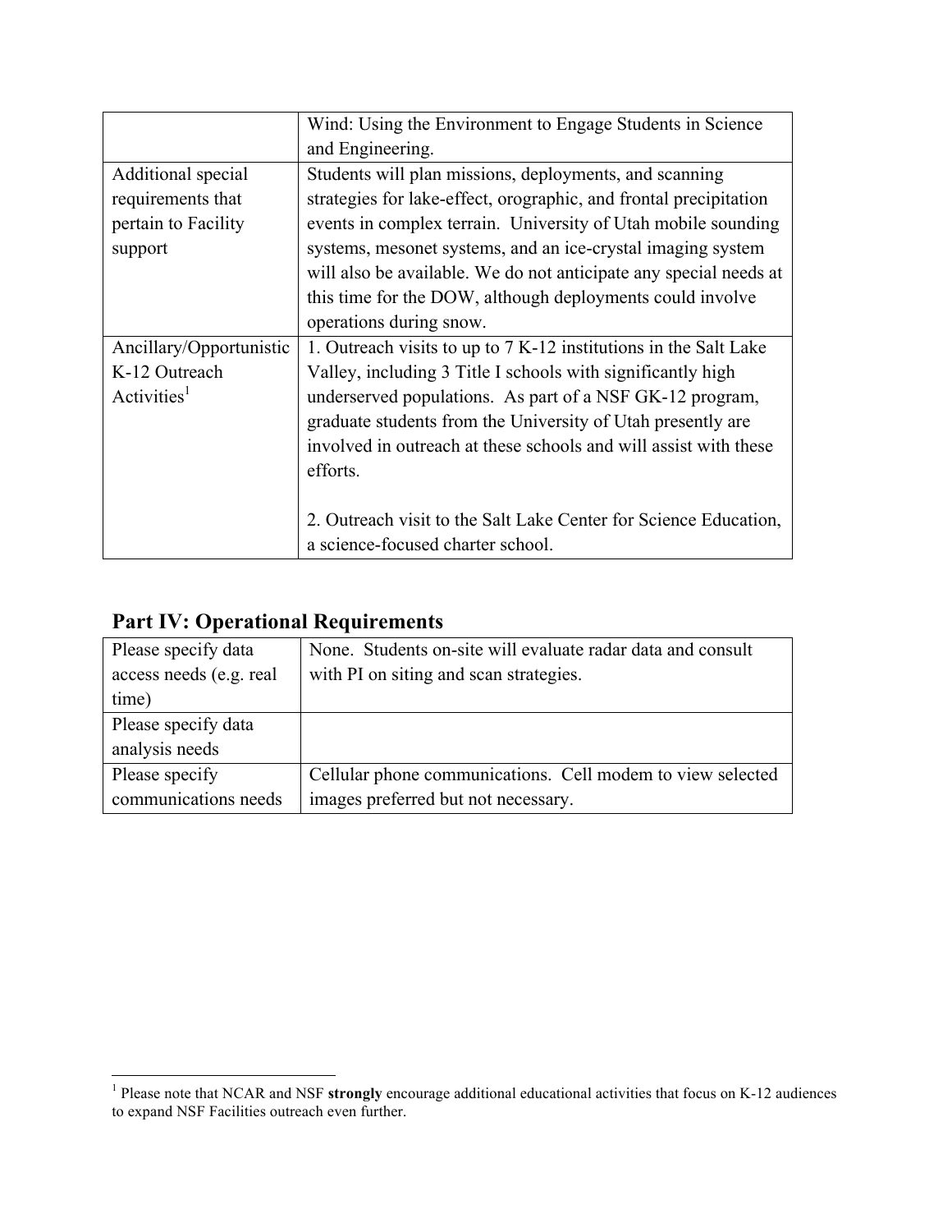| | |
|---|---|
| | Wind: Using the Environment to Engage Students in Science and Engineering. |
| Additional special requirements that pertain to Facility support | Students will plan missions, deployments, and scanning strategies for lake-effect, orographic, and frontal precipitation events in complex terrain. University of Utah mobile sounding systems, mesonet systems, and an ice-crystal imaging system will also be available. We do not anticipate any special needs at this time for the DOW, although deployments could involve operations during snow. |
| Ancillary/Opportunistic K-12 Outreach Activities[1] | 1. Outreach visits to up to 7 K-12 institutions in the Salt Lake Valley, including 3 Title I schools with significantly high underserved populations. As part of a NSF GK-12 program, graduate students from the University of Utah presently are involved in outreach at these schools and will assist with these efforts.<br><br>2. Outreach visit to the Salt Lake Center for Science Education, a science-focused charter school. |

## Part IV: Operational Requirements

| | |
|---|---|
| Please specify data access needs (e.g. real time) | None. Students on-site will evaluate radar data and consult with PI on siting and scan strategies. |
| Please specify data analysis needs | |
| Please specify communications needs | Cellular phone communications. Cell modem to view selected images preferred but not necessary. |

[1] Please note that NCAR and NSF **strongly** encourage additional educational activities that focus on K-12 audiences to expand NSF Facilities outreach even further.